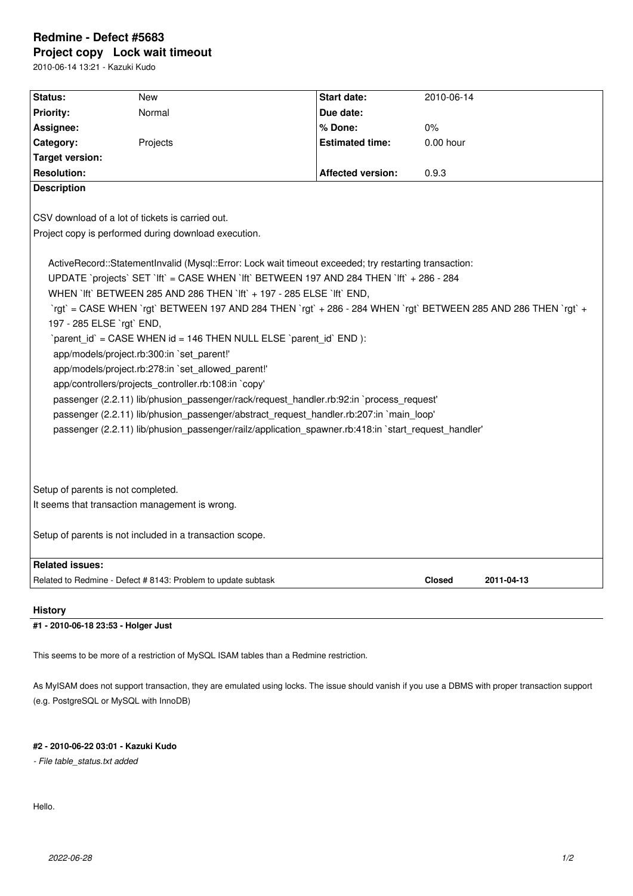# Redmine - Defect #5683

## Project copy   Lock wait timeout

2010-06-14 13:21 - Kazuki Kudo

| Status: | New | Start date: | 2010-06-14 |
|---|---|---|---|
| Priority: | Normal | Due date: | |
| Assignee: | | % Done: | 0% |
| Category: | Projects | Estimated time: | 0.00 hour |
| Target version: | | | |
| Resolution: | | Affected version: | 0.9.3 |

**Description**

CSV download of a lot of tickets is carried out.

Project copy is performed during download execution.

```
ActiveRecord::StatementInvalid (Mysql::Error: Lock wait timeout exceeded; try restarting transaction:
UPDATE `projects` SET `lft` = CASE WHEN `lft` BETWEEN 197 AND 284 THEN `lft` + 286 - 284
WHEN `lft` BETWEEN 285 AND 286 THEN `lft` + 197 - 285 ELSE `lft` END,
 `rgt` = CASE WHEN `rgt` BETWEEN 197 AND 284 THEN `rgt` + 286 - 284 WHEN `rgt` BETWEEN 285 AND 286 THEN `rgt` +
197 - 285 ELSE `rgt` END,
 `parent_id` = CASE WHEN id = 146 THEN NULL ELSE `parent_id` END ):
  app/models/project.rb:300:in `set_parent!'
  app/models/project.rb:278:in `set_allowed_parent!'
  app/controllers/projects_controller.rb:108:in `copy'
  passenger (2.2.11) lib/phusion_passenger/rack/request_handler.rb:92:in `process_request'
  passenger (2.2.11) lib/phusion_passenger/abstract_request_handler.rb:207:in `main_loop'
  passenger (2.2.11) lib/phusion_passenger/railz/application_spawner.rb:418:in `start_request_handler'
```

Setup of parents is not completed.

It seems that transaction management is wrong.

Setup of parents is not included in a transaction scope.

**Related issues:**

| | | |
|---|---|---|
| Related to Redmine - Defect # 8143: Problem to update subtask | Closed | 2011-04-13 |

## History

### #1 - 2010-06-18 23:53 - Holger Just

This seems to be more of a restriction of MySQL ISAM tables than a Redmine restriction.

As MyISAM does not support transaction, they are emulated using locks. The issue should vanish if you use a DBMS with proper transaction support (e.g. PostgreSQL or MySQL with InnoDB)

### #2 - 2010-06-22 03:01 - Kazuki Kudo

*- File table_status.txt added*

Hello.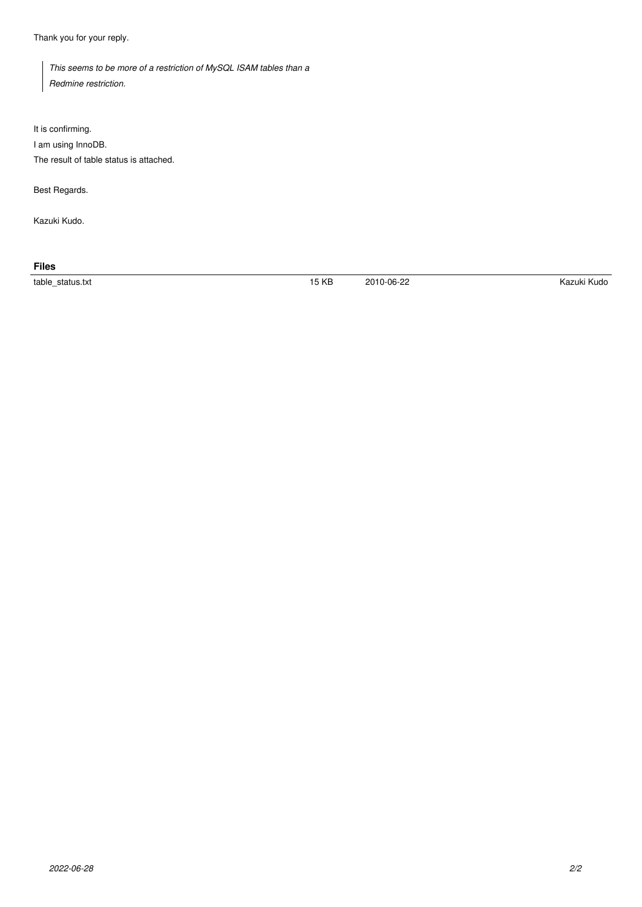Thank you for your reply.

> *This seems to be more of a restriction of MySQL ISAM tables than a Redmine restriction.*

It is confirming.

I am using InnoDB.

The result of table status is attached.

Best Regards.

Kazuki Kudo.

**Files**

| | | | |
|---|---|---|---|
| table_status.txt | 15 KB | 2010-06-22 | Kazuki Kudo |